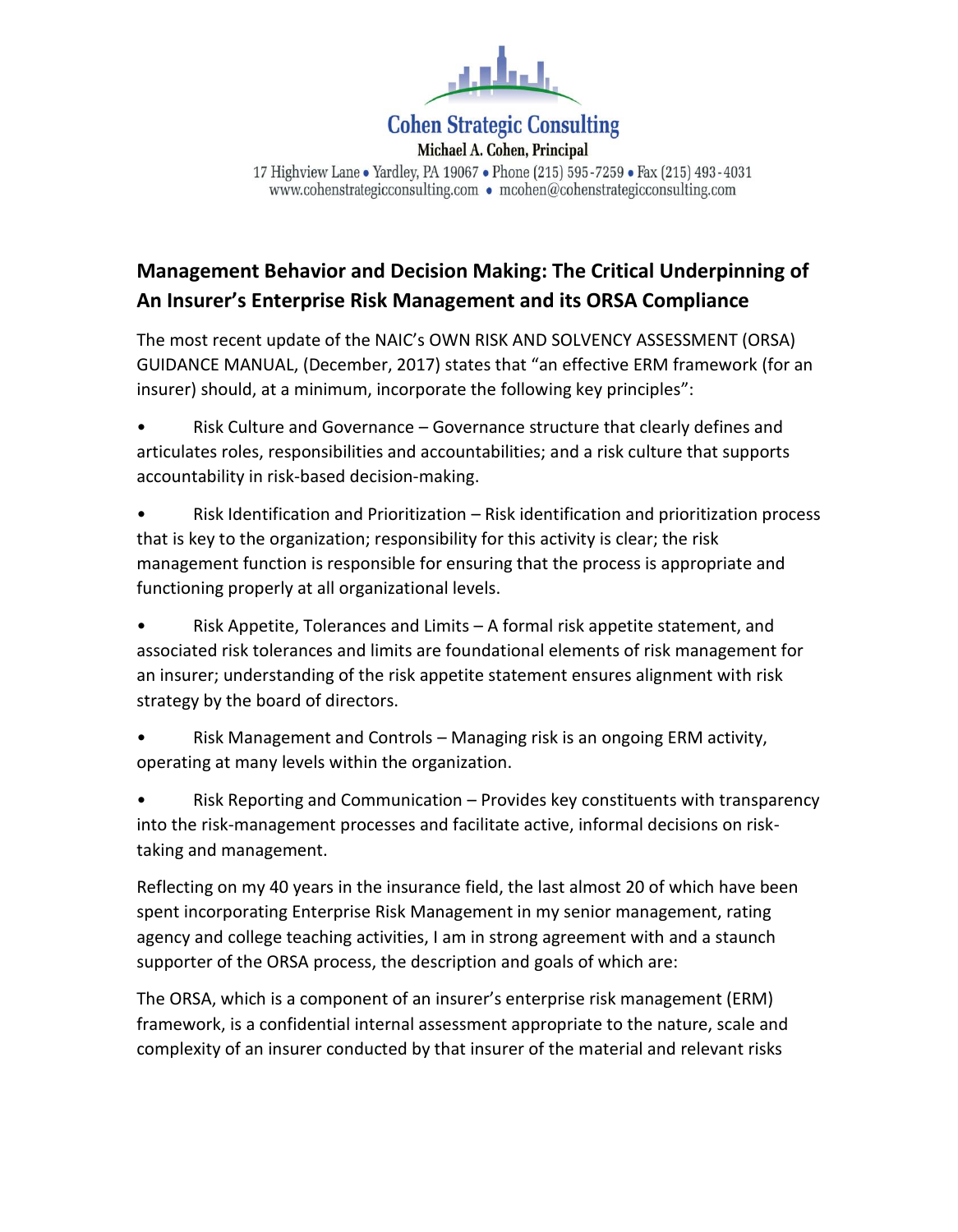**Cohen Strategic Consulting**

**Michael A. Cohen, Principal**

17 Highview Lane • Yardley, PA 19067 • Phone (215) 595-7259 • Fax (215) 493-4031
www.cohenstrategicconsulting.com • mcohen@cohenstrategicconsulting.com

## Management Behavior and Decision Making: The Critical Underpinning of An Insurer's Enterprise Risk Management and its ORSA Compliance

The most recent update of the NAIC's OWN RISK AND SOLVENCY ASSESSMENT (ORSA) GUIDANCE MANUAL, (December, 2017) states that "an effective ERM framework (for an insurer) should, at a minimum, incorporate the following key principles":

- Risk Culture and Governance – Governance structure that clearly defines and articulates roles, responsibilities and accountabilities; and a risk culture that supports accountability in risk-based decision-making.
- Risk Identification and Prioritization – Risk identification and prioritization process that is key to the organization; responsibility for this activity is clear; the risk management function is responsible for ensuring that the process is appropriate and functioning properly at all organizational levels.
- Risk Appetite, Tolerances and Limits – A formal risk appetite statement, and associated risk tolerances and limits are foundational elements of risk management for an insurer; understanding of the risk appetite statement ensures alignment with risk strategy by the board of directors.
- Risk Management and Controls – Managing risk is an ongoing ERM activity, operating at many levels within the organization.
- Risk Reporting and Communication – Provides key constituents with transparency into the risk-management processes and facilitate active, informal decisions on risk-taking and management.

Reflecting on my 40 years in the insurance field, the last almost 20 of which have been spent incorporating Enterprise Risk Management in my senior management, rating agency and college teaching activities, I am in strong agreement with and a staunch supporter of the ORSA process, the description and goals of which are:

The ORSA, which is a component of an insurer's enterprise risk management (ERM) framework, is a confidential internal assessment appropriate to the nature, scale and complexity of an insurer conducted by that insurer of the material and relevant risks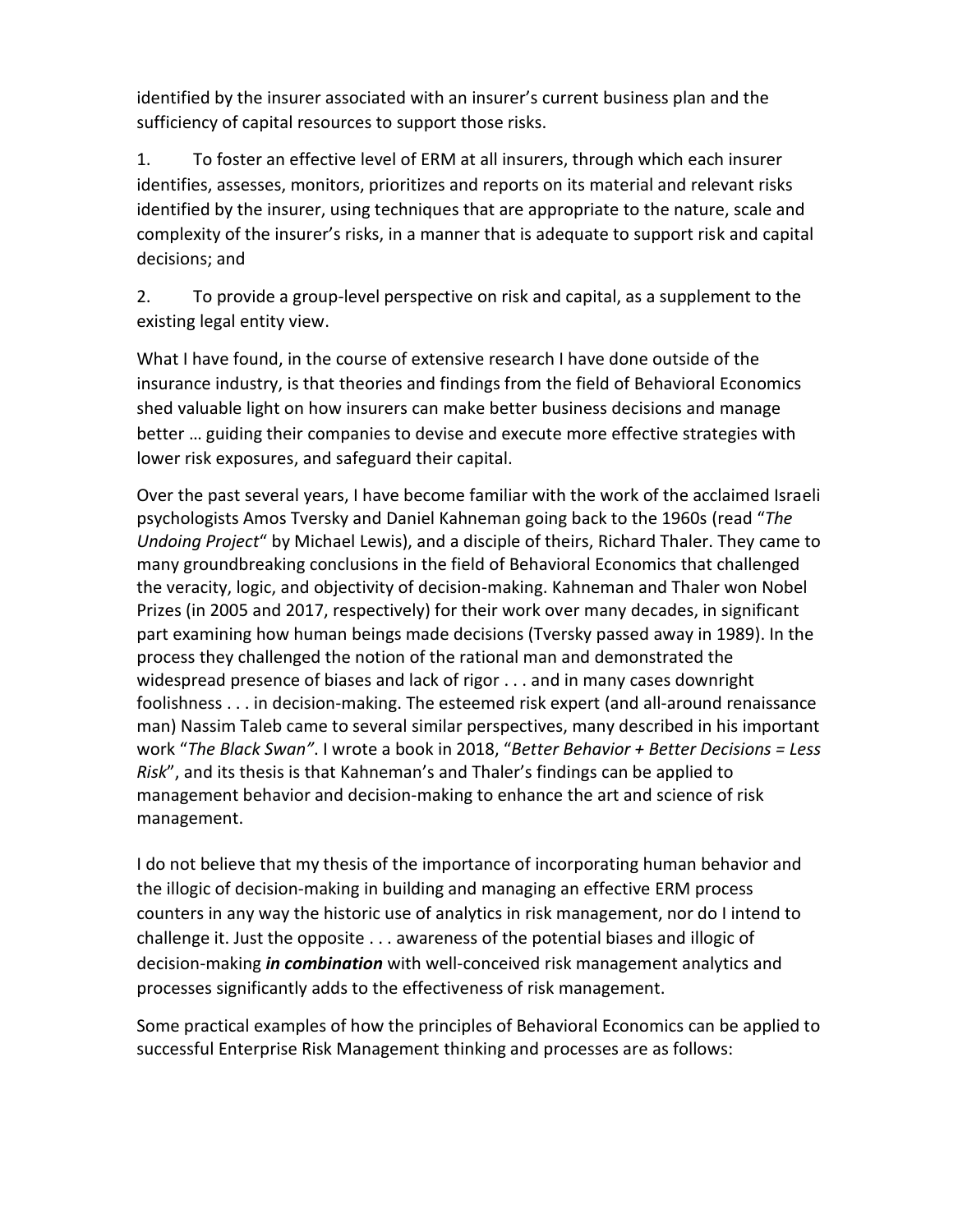identified by the insurer associated with an insurer's current business plan and the sufficiency of capital resources to support those risks.

1. To foster an effective level of ERM at all insurers, through which each insurer identifies, assesses, monitors, prioritizes and reports on its material and relevant risks identified by the insurer, using techniques that are appropriate to the nature, scale and complexity of the insurer's risks, in a manner that is adequate to support risk and capital decisions; and

2. To provide a group-level perspective on risk and capital, as a supplement to the existing legal entity view.

What I have found, in the course of extensive research I have done outside of the insurance industry, is that theories and findings from the field of Behavioral Economics shed valuable light on how insurers can make better business decisions and manage better … guiding their companies to devise and execute more effective strategies with lower risk exposures, and safeguard their capital.

Over the past several years, I have become familiar with the work of the acclaimed Israeli psychologists Amos Tversky and Daniel Kahneman going back to the 1960s (read "*The Undoing Project*" by Michael Lewis), and a disciple of theirs, Richard Thaler. They came to many groundbreaking conclusions in the field of Behavioral Economics that challenged the veracity, logic, and objectivity of decision-making. Kahneman and Thaler won Nobel Prizes (in 2005 and 2017, respectively) for their work over many decades, in significant part examining how human beings made decisions (Tversky passed away in 1989). In the process they challenged the notion of the rational man and demonstrated the widespread presence of biases and lack of rigor . . . and in many cases downright foolishness . . . in decision-making. The esteemed risk expert (and all-around renaissance man) Nassim Taleb came to several similar perspectives, many described in his important work "*The Black Swan*". I wrote a book in 2018, "*Better Behavior + Better Decisions = Less Risk*", and its thesis is that Kahneman's and Thaler's findings can be applied to management behavior and decision-making to enhance the art and science of risk management.

I do not believe that my thesis of the importance of incorporating human behavior and the illogic of decision-making in building and managing an effective ERM process counters in any way the historic use of analytics in risk management, nor do I intend to challenge it. Just the opposite . . . awareness of the potential biases and illogic of decision-making ***in combination*** with well-conceived risk management analytics and processes significantly adds to the effectiveness of risk management.

Some practical examples of how the principles of Behavioral Economics can be applied to successful Enterprise Risk Management thinking and processes are as follows: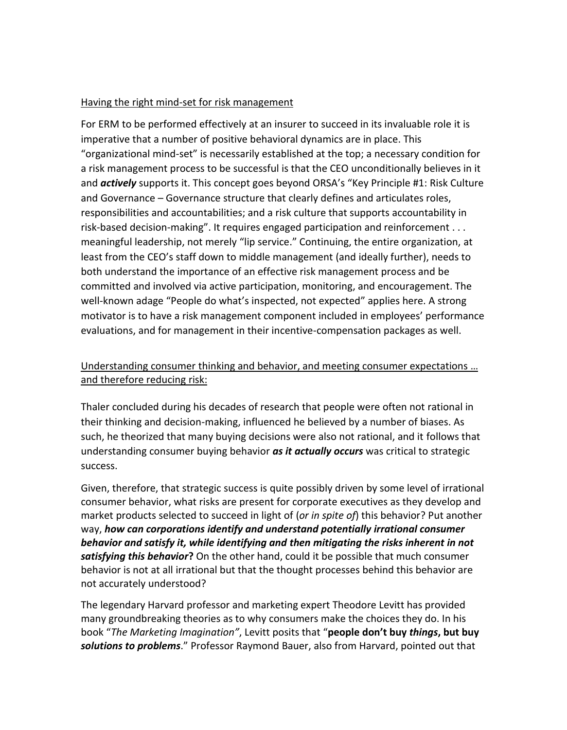<u>Having the right mind-set for risk management</u>

For ERM to be performed effectively at an insurer to succeed in its invaluable role it is imperative that a number of positive behavioral dynamics are in place. This "organizational mind-set" is necessarily established at the top; a necessary condition for a risk management process to be successful is that the CEO unconditionally believes in it and ***actively*** supports it. This concept goes beyond ORSA's "Key Principle #1: Risk Culture and Governance – Governance structure that clearly defines and articulates roles, responsibilities and accountabilities; and a risk culture that supports accountability in risk-based decision-making". It requires engaged participation and reinforcement . . . meaningful leadership, not merely "lip service." Continuing, the entire organization, at least from the CEO's staff down to middle management (and ideally further), needs to both understand the importance of an effective risk management process and be committed and involved via active participation, monitoring, and encouragement. The well-known adage "People do what's inspected, not expected" applies here. A strong motivator is to have a risk management component included in employees' performance evaluations, and for management in their incentive-compensation packages as well.

<u>Understanding consumer thinking and behavior, and meeting consumer expectations … and therefore reducing risk:</u>

Thaler concluded during his decades of research that people were often not rational in their thinking and decision-making, influenced he believed by a number of biases. As such, he theorized that many buying decisions were also not rational, and it follows that understanding consumer buying behavior ***as it actually occurs*** was critical to strategic success.

Given, therefore, that strategic success is quite possibly driven by some level of irrational consumer behavior, what risks are present for corporate executives as they develop and market products selected to succeed in light of (*or in spite of*) this behavior? Put another way, ***how can corporations identify and understand potentially irrational consumer behavior and satisfy it, while identifying and then mitigating the risks inherent in not satisfying this behavior*?** On the other hand, could it be possible that much consumer behavior is not at all irrational but that the thought processes behind this behavior are not accurately understood?

The legendary Harvard professor and marketing expert Theodore Levitt has provided many groundbreaking theories as to why consumers make the choices they do. In his book "*The Marketing Imagination"*, Levitt posits that "**people don't buy *things*, but buy *solutions to problems***." Professor Raymond Bauer, also from Harvard, pointed out that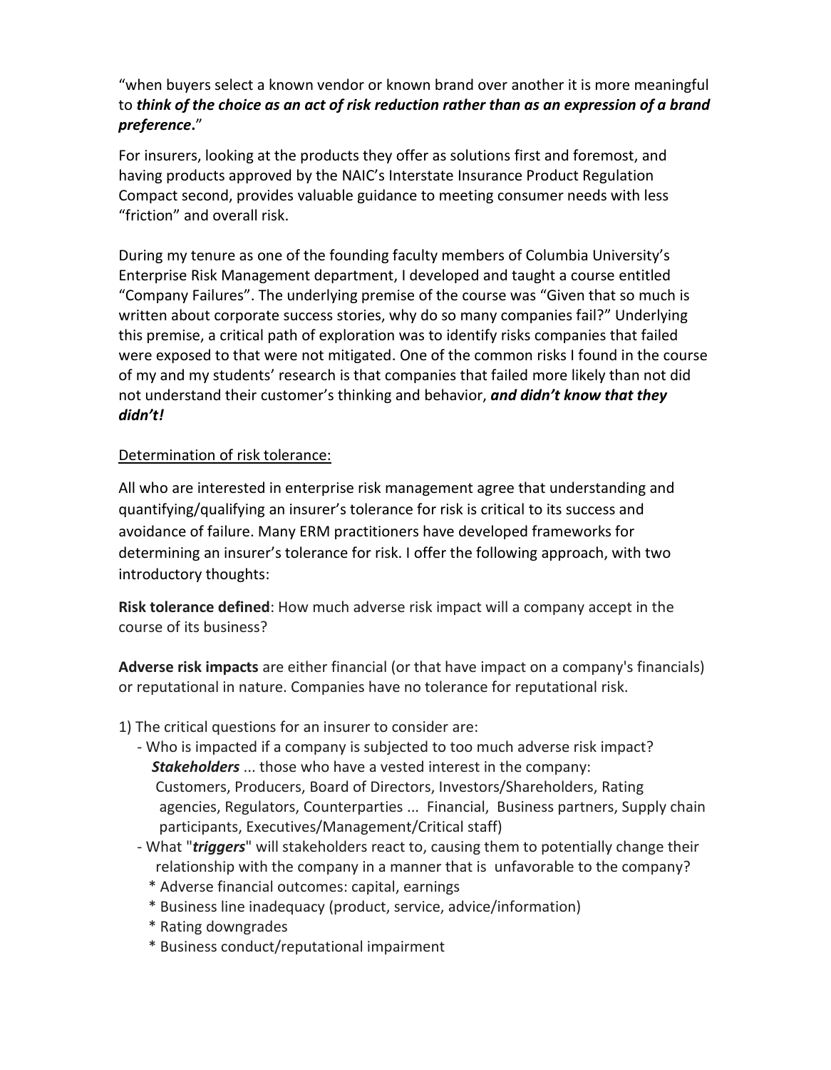"when buyers select a known vendor or known brand over another it is more meaningful to ***think of the choice as an act of risk reduction rather than as an expression of a brand preference*.**"

For insurers, looking at the products they offer as solutions first and foremost, and having products approved by the NAIC's Interstate Insurance Product Regulation Compact second, provides valuable guidance to meeting consumer needs with less "friction" and overall risk.

During my tenure as one of the founding faculty members of Columbia University's Enterprise Risk Management department, I developed and taught a course entitled "Company Failures". The underlying premise of the course was "Given that so much is written about corporate success stories, why do so many companies fail?" Underlying this premise, a critical path of exploration was to identify risks companies that failed were exposed to that were not mitigated. One of the common risks I found in the course of my and my students' research is that companies that failed more likely than not did not understand their customer's thinking and behavior, ***and didn't know that they didn't!***

<u>Determination of risk tolerance:</u>

All who are interested in enterprise risk management agree that understanding and quantifying/qualifying an insurer's tolerance for risk is critical to its success and avoidance of failure. Many ERM practitioners have developed frameworks for determining an insurer's tolerance for risk. I offer the following approach, with two introductory thoughts:

**Risk tolerance defined**: How much adverse risk impact will a company accept in the course of its business?

**Adverse risk impacts** are either financial (or that have impact on a company's financials) or reputational in nature. Companies have no tolerance for reputational risk.

1) The critical questions for an insurer to consider are:
   - Who is impacted if a company is subjected to too much adverse risk impact? ***Stakeholders*** ... those who have a vested interest in the company: Customers, Producers, Board of Directors, Investors/Shareholders, Rating agencies, Regulators, Counterparties ... Financial, Business partners, Supply chain participants, Executives/Management/Critical staff)
   - What "***triggers***" will stakeholders react to, causing them to potentially change their relationship with the company in a manner that is unfavorable to the company?
     * Adverse financial outcomes: capital, earnings
     * Business line inadequacy (product, service, advice/information)
     * Rating downgrades
     * Business conduct/reputational impairment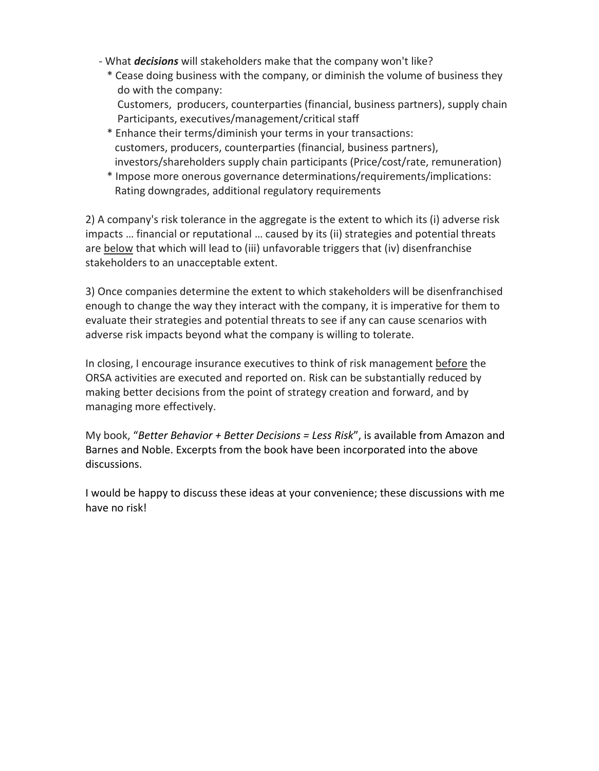- What ***decisions*** will stakeholders make that the company won't like?
  * Cease doing business with the company, or diminish the volume of business they do with the company:
    Customers, producers, counterparties (financial, business partners), supply chain Participants, executives/management/critical staff
  * Enhance their terms/diminish your terms in your transactions:
    customers, producers, counterparties (financial, business partners), investors/shareholders supply chain participants (Price/cost/rate, remuneration)
  * Impose more onerous governance determinations/requirements/implications:
    Rating downgrades, additional regulatory requirements

2) A company's risk tolerance in the aggregate is the extent to which its (i) adverse risk impacts … financial or reputational … caused by its (ii) strategies and potential threats are <u>below</u> that which will lead to (iii) unfavorable triggers that (iv) disenfranchise stakeholders to an unacceptable extent.

3) Once companies determine the extent to which stakeholders will be disenfranchised enough to change the way they interact with the company, it is imperative for them to evaluate their strategies and potential threats to see if any can cause scenarios with adverse risk impacts beyond what the company is willing to tolerate.

In closing, I encourage insurance executives to think of risk management <u>before</u> the ORSA activities are executed and reported on. Risk can be substantially reduced by making better decisions from the point of strategy creation and forward, and by managing more effectively.

My book, "*Better Behavior + Better Decisions = Less Risk*", is available from Amazon and Barnes and Noble. Excerpts from the book have been incorporated into the above discussions.

I would be happy to discuss these ideas at your convenience; these discussions with me have no risk!